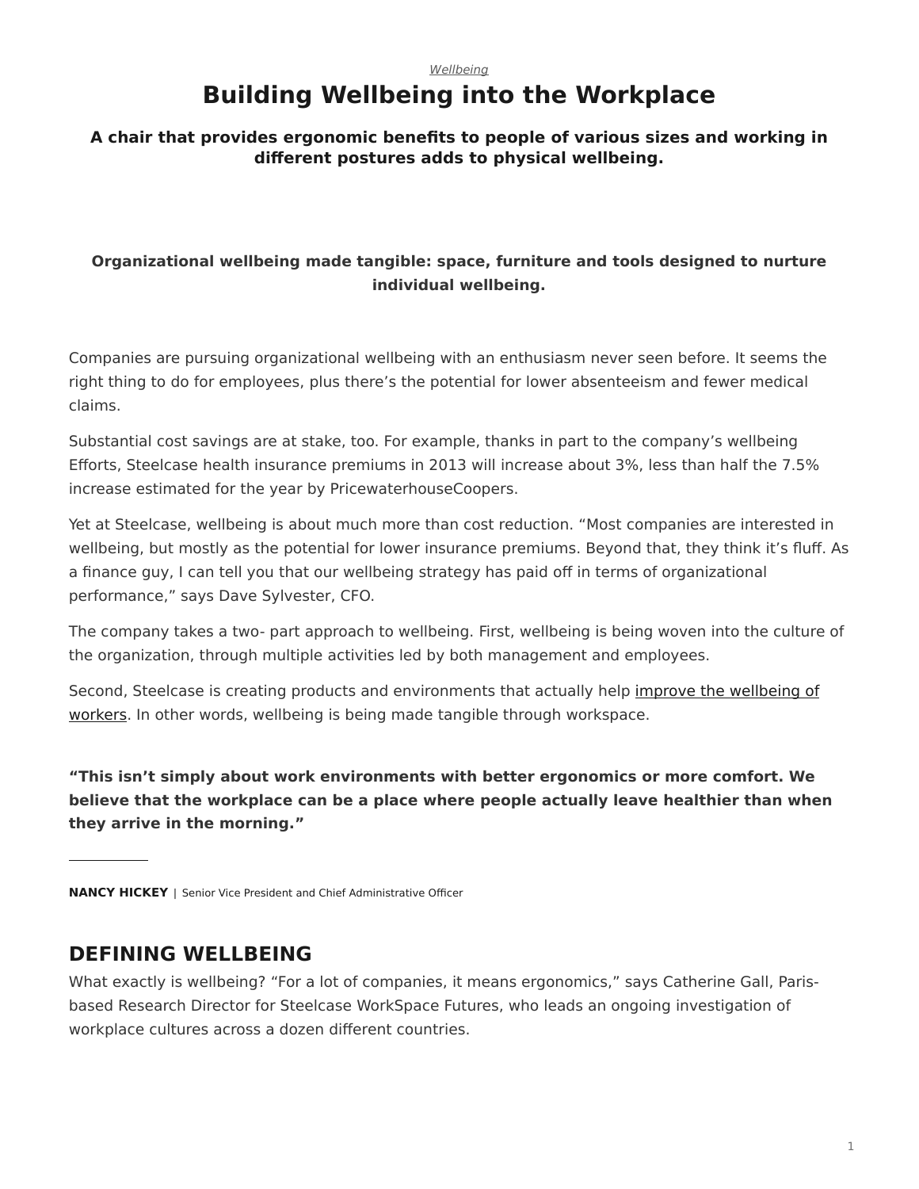*Wellbeing*

# Building Wellbeing into the Workplace

**A chair that provides ergonomic benefits to people of various sizes and working in different postures adds to physical wellbeing.**

**Organizational wellbeing made tangible: space, furniture and tools designed to nurture individual wellbeing.**

Companies are pursuing organizational wellbeing with an enthusiasm never seen before. It seems the right thing to do for employees, plus there's the potential for lower absenteeism and fewer medical claims.

Substantial cost savings are at stake, too. For example, thanks in part to the company's wellbeing Efforts, Steelcase health insurance premiums in 2013 will increase about 3%, less than half the 7.5% increase estimated for the year by PricewaterhouseCoopers.

Yet at Steelcase, wellbeing is about much more than cost reduction. "Most companies are interested in wellbeing, but mostly as the potential for lower insurance premiums. Beyond that, they think it's fluff. As a finance guy, I can tell you that our wellbeing strategy has paid off in terms of organizational performance," says Dave Sylvester, CFO.

The company takes a two- part approach to wellbeing. First, wellbeing is being woven into the culture of the organization, through multiple activities led by both management and employees.

Second, Steelcase is creating products and environments that actually help improve the wellbeing of workers. In other words, wellbeing is being made tangible through workspace.

**"This isn't simply about work environments with better ergonomics or more comfort. We believe that the workplace can be a place where people actually leave healthier than when they arrive in the morning."**

**NANCY HICKEY** | Senior Vice President and Chief Administrative Officer

## DEFINING WELLBEING

What exactly is wellbeing? "For a lot of companies, it means ergonomics," says Catherine Gall, Paris-based Research Director for Steelcase WorkSpace Futures, who leads an ongoing investigation of workplace cultures across a dozen different countries.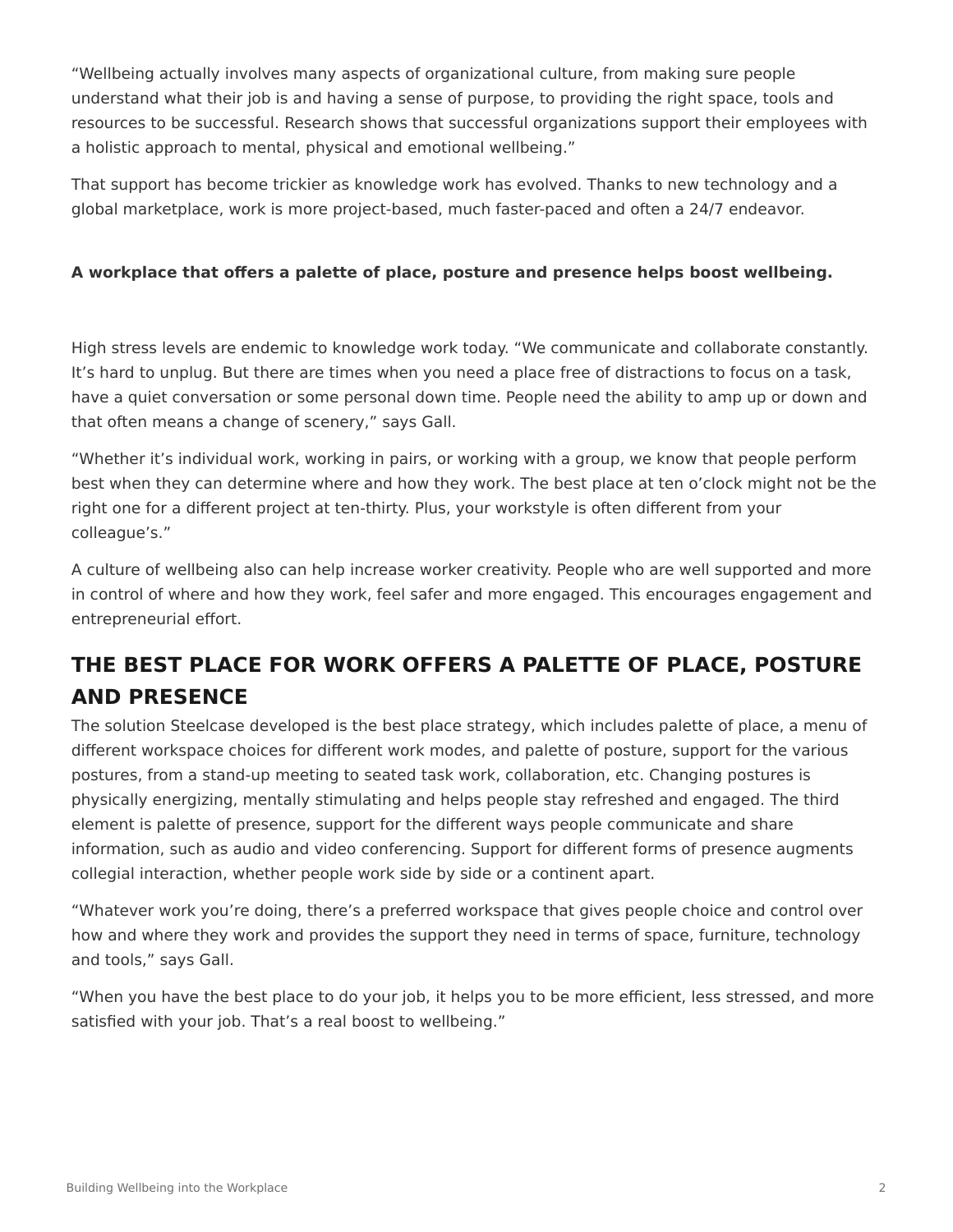"Wellbeing actually involves many aspects of organizational culture, from making sure people understand what their job is and having a sense of purpose, to providing the right space, tools and resources to be successful. Research shows that successful organizations support their employees with a holistic approach to mental, physical and emotional wellbeing."

That support has become trickier as knowledge work has evolved. Thanks to new technology and a global marketplace, work is more project-based, much faster-paced and often a 24/7 endeavor.

**A workplace that offers a palette of place, posture and presence helps boost wellbeing.**

High stress levels are endemic to knowledge work today. "We communicate and collaborate constantly. It's hard to unplug. But there are times when you need a place free of distractions to focus on a task, have a quiet conversation or some personal down time. People need the ability to amp up or down and that often means a change of scenery," says Gall.

"Whether it's individual work, working in pairs, or working with a group, we know that people perform best when they can determine where and how they work. The best place at ten o'clock might not be the right one for a different project at ten-thirty. Plus, your workstyle is often different from your colleague's."

A culture of wellbeing also can help increase worker creativity. People who are well supported and more in control of where and how they work, feel safer and more engaged. This encourages engagement and entrepreneurial effort.

## THE BEST PLACE FOR WORK OFFERS A PALETTE OF PLACE, POSTURE AND PRESENCE

The solution Steelcase developed is the best place strategy, which includes palette of place, a menu of different workspace choices for different work modes, and palette of posture, support for the various postures, from a stand-up meeting to seated task work, collaboration, etc. Changing postures is physically energizing, mentally stimulating and helps people stay refreshed and engaged. The third element is palette of presence, support for the different ways people communicate and share information, such as audio and video conferencing. Support for different forms of presence augments collegial interaction, whether people work side by side or a continent apart.

"Whatever work you're doing, there's a preferred workspace that gives people choice and control over how and where they work and provides the support they need in terms of space, furniture, technology and tools," says Gall.

"When you have the best place to do your job, it helps you to be more efficient, less stressed, and more satisfied with your job. That's a real boost to wellbeing."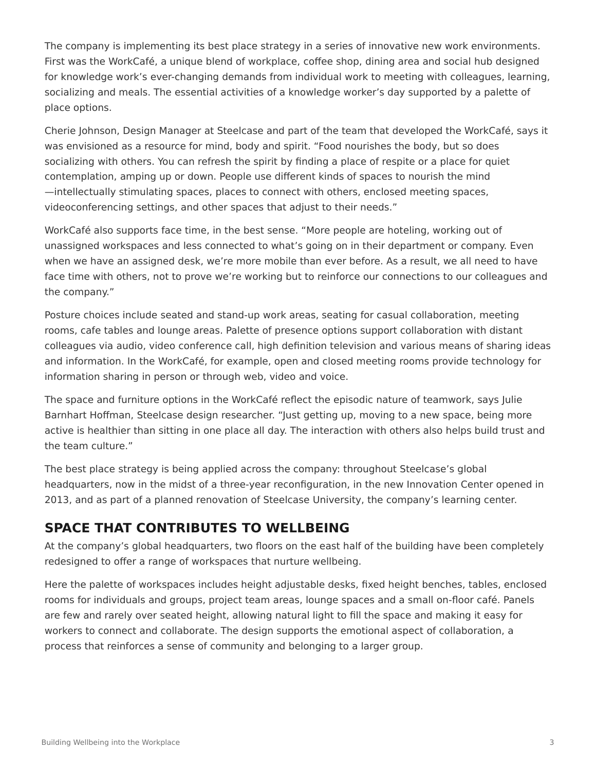The company is implementing its best place strategy in a series of innovative new work environments. First was the WorkCafé, a unique blend of workplace, coffee shop, dining area and social hub designed for knowledge work's ever-changing demands from individual work to meeting with colleagues, learning, socializing and meals. The essential activities of a knowledge worker's day supported by a palette of place options.

Cherie Johnson, Design Manager at Steelcase and part of the team that developed the WorkCafé, says it was envisioned as a resource for mind, body and spirit. "Food nourishes the body, but so does socializing with others. You can refresh the spirit by finding a place of respite or a place for quiet contemplation, amping up or down. People use different kinds of spaces to nourish the mind —intellectually stimulating spaces, places to connect with others, enclosed meeting spaces, videoconferencing settings, and other spaces that adjust to their needs."

WorkCafé also supports face time, in the best sense. "More people are hoteling, working out of unassigned workspaces and less connected to what's going on in their department or company. Even when we have an assigned desk, we're more mobile than ever before. As a result, we all need to have face time with others, not to prove we're working but to reinforce our connections to our colleagues and the company."

Posture choices include seated and stand-up work areas, seating for casual collaboration, meeting rooms, cafe tables and lounge areas. Palette of presence options support collaboration with distant colleagues via audio, video conference call, high definition television and various means of sharing ideas and information. In the WorkCafé, for example, open and closed meeting rooms provide technology for information sharing in person or through web, video and voice.

The space and furniture options in the WorkCafé reflect the episodic nature of teamwork, says Julie Barnhart Hoffman, Steelcase design researcher. "Just getting up, moving to a new space, being more active is healthier than sitting in one place all day. The interaction with others also helps build trust and the team culture."

The best place strategy is being applied across the company: throughout Steelcase's global headquarters, now in the midst of a three-year reconfiguration, in the new Innovation Center opened in 2013, and as part of a planned renovation of Steelcase University, the company's learning center.

## SPACE THAT CONTRIBUTES TO WELLBEING

At the company's global headquarters, two floors on the east half of the building have been completely redesigned to offer a range of workspaces that nurture wellbeing.

Here the palette of workspaces includes height adjustable desks, fixed height benches, tables, enclosed rooms for individuals and groups, project team areas, lounge spaces and a small on-floor café. Panels are few and rarely over seated height, allowing natural light to fill the space and making it easy for workers to connect and collaborate. The design supports the emotional aspect of collaboration, a process that reinforces a sense of community and belonging to a larger group.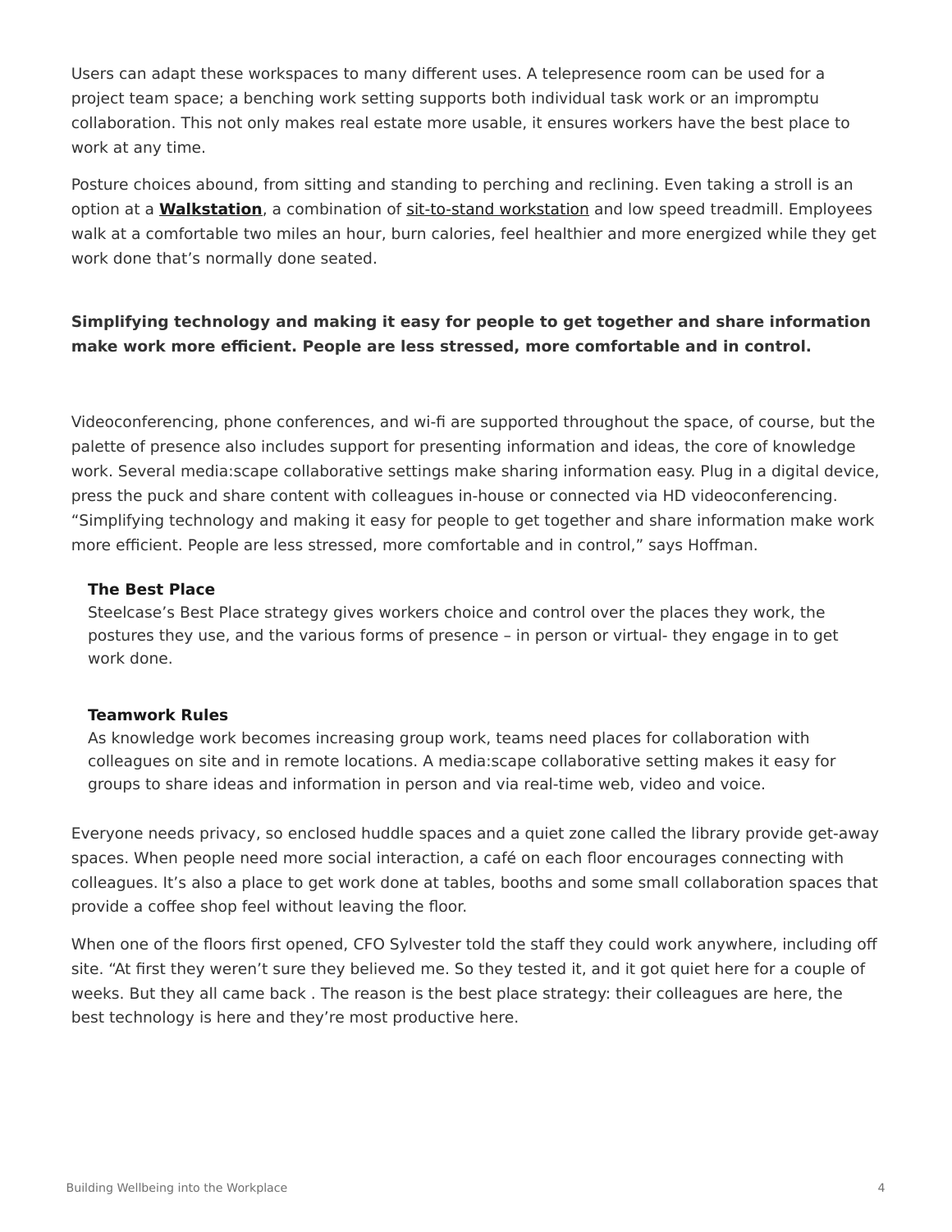Users can adapt these workspaces to many different uses. A telepresence room can be used for a project team space; a benching work setting supports both individual task work or an impromptu collaboration. This not only makes real estate more usable, it ensures workers have the best place to work at any time.

Posture choices abound, from sitting and standing to perching and reclining. Even taking a stroll is an option at a **Walkstation**, a combination of sit-to-stand workstation and low speed treadmill. Employees walk at a comfortable two miles an hour, burn calories, feel healthier and more energized while they get work done that's normally done seated.

**Simplifying technology and making it easy for people to get together and share information make work more efficient. People are less stressed, more comfortable and in control.**

Videoconferencing, phone conferences, and wi-fi are supported throughout the space, of course, but the palette of presence also includes support for presenting information and ideas, the core of knowledge work. Several media:scape collaborative settings make sharing information easy. Plug in a digital device, press the puck and share content with colleagues in-house or connected via HD videoconferencing. "Simplifying technology and making it easy for people to get together and share information make work more efficient. People are less stressed, more comfortable and in control," says Hoffman.

**The Best Place**
Steelcase's Best Place strategy gives workers choice and control over the places they work, the postures they use, and the various forms of presence – in person or virtual- they engage in to get work done.

**Teamwork Rules**
As knowledge work becomes increasing group work, teams need places for collaboration with colleagues on site and in remote locations. A media:scape collaborative setting makes it easy for groups to share ideas and information in person and via real-time web, video and voice.

Everyone needs privacy, so enclosed huddle spaces and a quiet zone called the library provide get-away spaces. When people need more social interaction, a café on each floor encourages connecting with colleagues. It's also a place to get work done at tables, booths and some small collaboration spaces that provide a coffee shop feel without leaving the floor.

When one of the floors first opened, CFO Sylvester told the staff they could work anywhere, including off site. "At first they weren't sure they believed me. So they tested it, and it got quiet here for a couple of weeks. But they all came back . The reason is the best place strategy: their colleagues are here, the best technology is here and they're most productive here.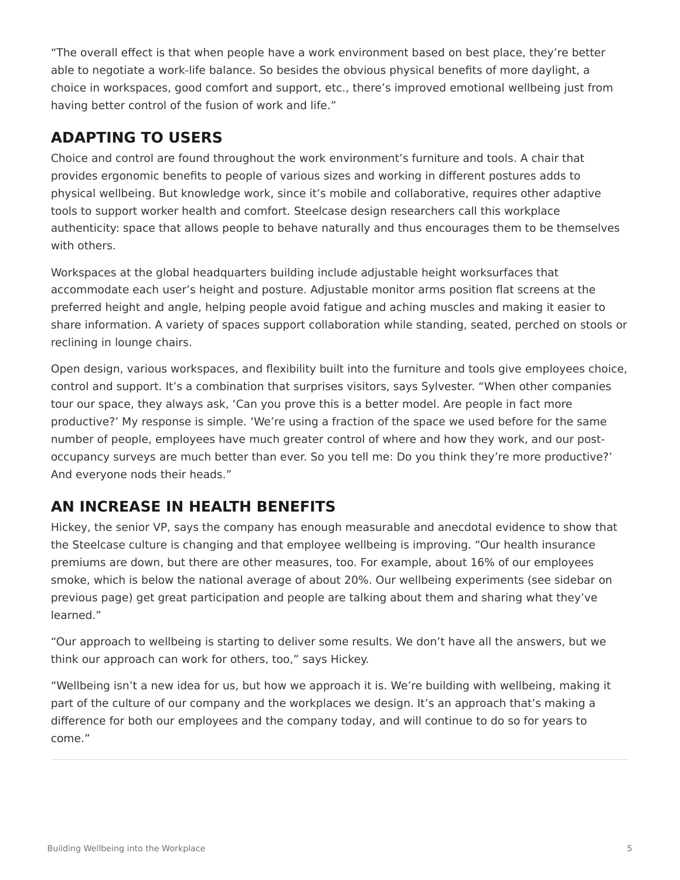"The overall effect is that when people have a work environment based on best place, they're better able to negotiate a work-life balance. So besides the obvious physical benefits of more daylight, a choice in workspaces, good comfort and support, etc., there's improved emotional wellbeing just from having better control of the fusion of work and life."

## ADAPTING TO USERS

Choice and control are found throughout the work environment's furniture and tools. A chair that provides ergonomic benefits to people of various sizes and working in different postures adds to physical wellbeing. But knowledge work, since it's mobile and collaborative, requires other adaptive tools to support worker health and comfort. Steelcase design researchers call this workplace authenticity: space that allows people to behave naturally and thus encourages them to be themselves with others.

Workspaces at the global headquarters building include adjustable height worksurfaces that accommodate each user's height and posture. Adjustable monitor arms position flat screens at the preferred height and angle, helping people avoid fatigue and aching muscles and making it easier to share information. A variety of spaces support collaboration while standing, seated, perched on stools or reclining in lounge chairs.

Open design, various workspaces, and flexibility built into the furniture and tools give employees choice, control and support. It's a combination that surprises visitors, says Sylvester. "When other companies tour our space, they always ask, 'Can you prove this is a better model. Are people in fact more productive?' My response is simple. 'We're using a fraction of the space we used before for the same number of people, employees have much greater control of where and how they work, and our post-occupancy surveys are much better than ever. So you tell me: Do you think they're more productive?' And everyone nods their heads."

## AN INCREASE IN HEALTH BENEFITS

Hickey, the senior VP, says the company has enough measurable and anecdotal evidence to show that the Steelcase culture is changing and that employee wellbeing is improving. "Our health insurance premiums are down, but there are other measures, too. For example, about 16% of our employees smoke, which is below the national average of about 20%. Our wellbeing experiments (see sidebar on previous page) get great participation and people are talking about them and sharing what they've learned."

"Our approach to wellbeing is starting to deliver some results. We don't have all the answers, but we think our approach can work for others, too," says Hickey.

"Wellbeing isn't a new idea for us, but how we approach it is. We're building with wellbeing, making it part of the culture of our company and the workplaces we design. It's an approach that's making a difference for both our employees and the company today, and will continue to do so for years to come."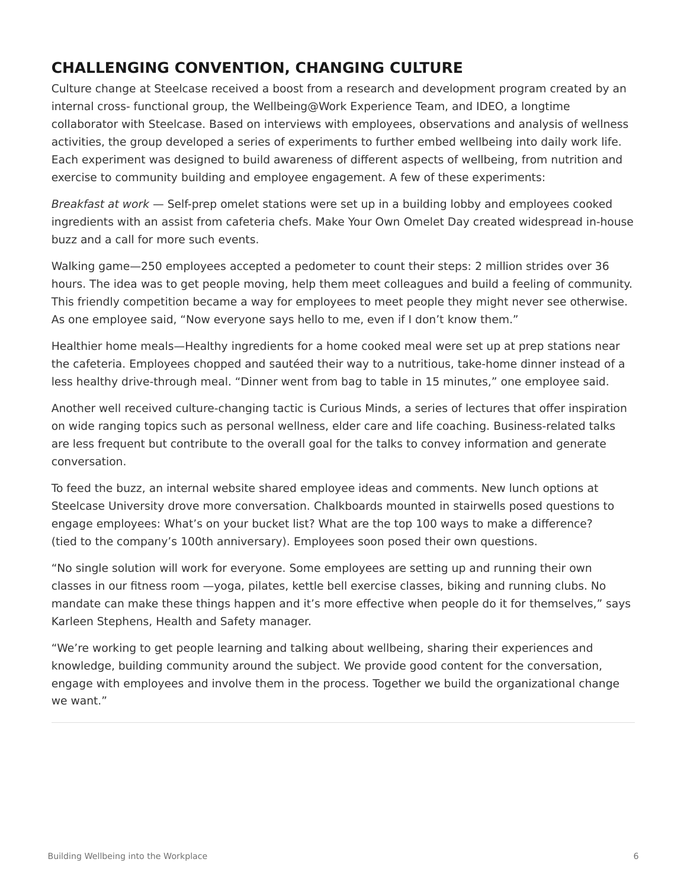## CHALLENGING CONVENTION, CHANGING CULTURE

Culture change at Steelcase received a boost from a research and development program created by an internal cross- functional group, the Wellbeing@Work Experience Team, and IDEO, a longtime collaborator with Steelcase. Based on interviews with employees, observations and analysis of wellness activities, the group developed a series of experiments to further embed wellbeing into daily work life. Each experiment was designed to build awareness of different aspects of wellbeing, from nutrition and exercise to community building and employee engagement. A few of these experiments:

*Breakfast at work* — Self-prep omelet stations were set up in a building lobby and employees cooked ingredients with an assist from cafeteria chefs. Make Your Own Omelet Day created widespread in-house buzz and a call for more such events.

Walking game—250 employees accepted a pedometer to count their steps: 2 million strides over 36 hours. The idea was to get people moving, help them meet colleagues and build a feeling of community. This friendly competition became a way for employees to meet people they might never see otherwise. As one employee said, “Now everyone says hello to me, even if I don’t know them.”

Healthier home meals—Healthy ingredients for a home cooked meal were set up at prep stations near the cafeteria. Employees chopped and sautéed their way to a nutritious, take-home dinner instead of a less healthy drive-through meal. “Dinner went from bag to table in 15 minutes,” one employee said.

Another well received culture-changing tactic is Curious Minds, a series of lectures that offer inspiration on wide ranging topics such as personal wellness, elder care and life coaching. Business-related talks are less frequent but contribute to the overall goal for the talks to convey information and generate conversation.

To feed the buzz, an internal website shared employee ideas and comments. New lunch options at Steelcase University drove more conversation. Chalkboards mounted in stairwells posed questions to engage employees: What’s on your bucket list? What are the top 100 ways to make a difference? (tied to the company’s 100th anniversary). Employees soon posed their own questions.

“No single solution will work for everyone. Some employees are setting up and running their own classes in our fitness room —yoga, pilates, kettle bell exercise classes, biking and running clubs. No mandate can make these things happen and it’s more effective when people do it for themselves,” says Karleen Stephens, Health and Safety manager.

“We’re working to get people learning and talking about wellbeing, sharing their experiences and knowledge, building community around the subject. We provide good content for the conversation, engage with employees and involve them in the process. Together we build the organizational change we want.”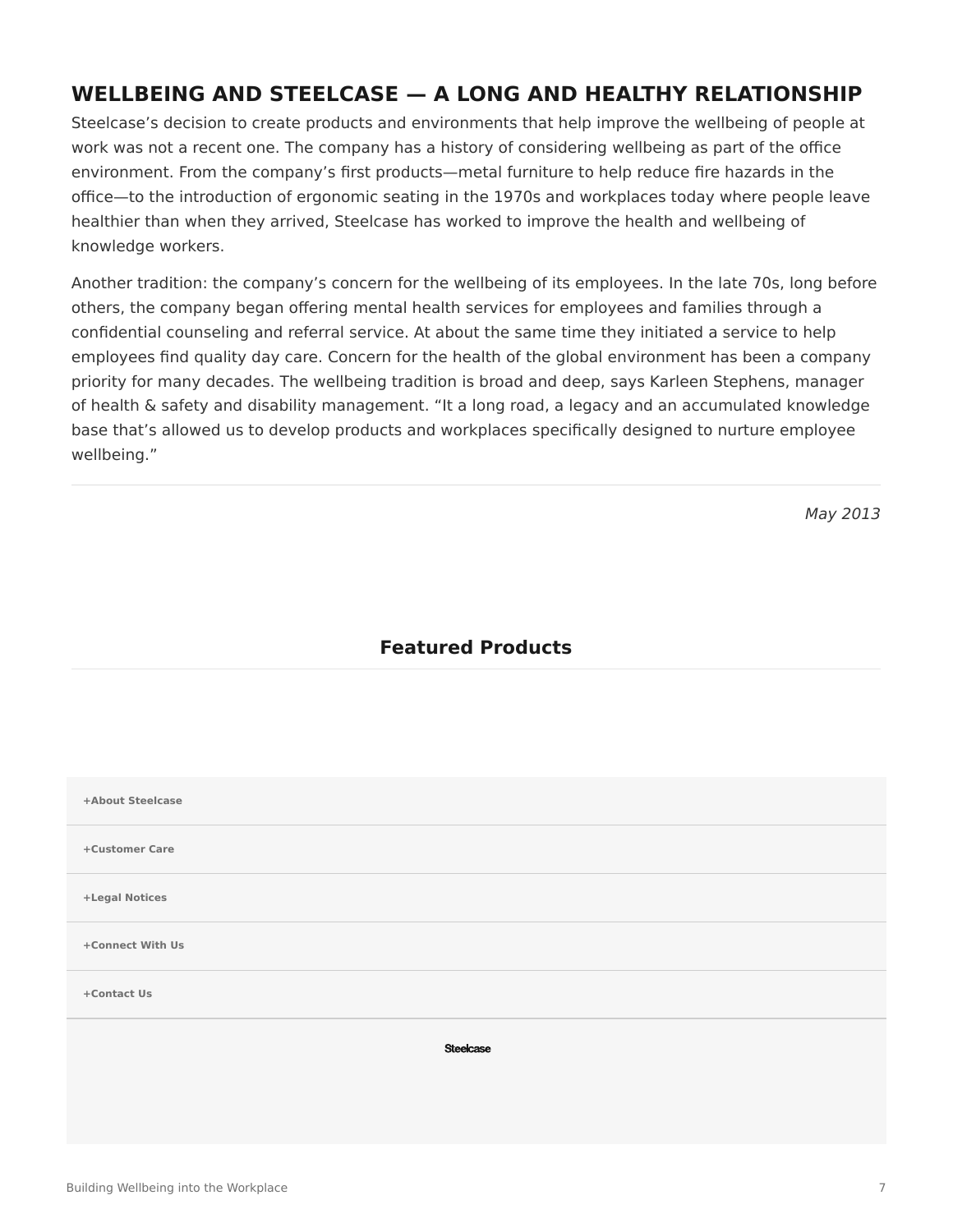## WELLBEING AND STEELCASE — A LONG AND HEALTHY RELATIONSHIP

Steelcase's decision to create products and environments that help improve the wellbeing of people at work was not a recent one. The company has a history of considering wellbeing as part of the office environment. From the company's first products—metal furniture to help reduce fire hazards in the office—to the introduction of ergonomic seating in the 1970s and workplaces today where people leave healthier than when they arrived, Steelcase has worked to improve the health and wellbeing of knowledge workers.

Another tradition: the company's concern for the wellbeing of its employees. In the late 70s, long before others, the company began offering mental health services for employees and families through a confidential counseling and referral service. At about the same time they initiated a service to help employees find quality day care. Concern for the health of the global environment has been a company priority for many decades. The wellbeing tradition is broad and deep, says Karleen Stephens, manager of health & safety and disability management. "It a long road, a legacy and an accumulated knowledge base that's allowed us to develop products and workplaces specifically designed to nurture employee wellbeing."

---

*May 2013*

### Featured Products

+About Steelcase

+Customer Care

+Legal Notices

+Connect With Us

+Contact Us

Steelcase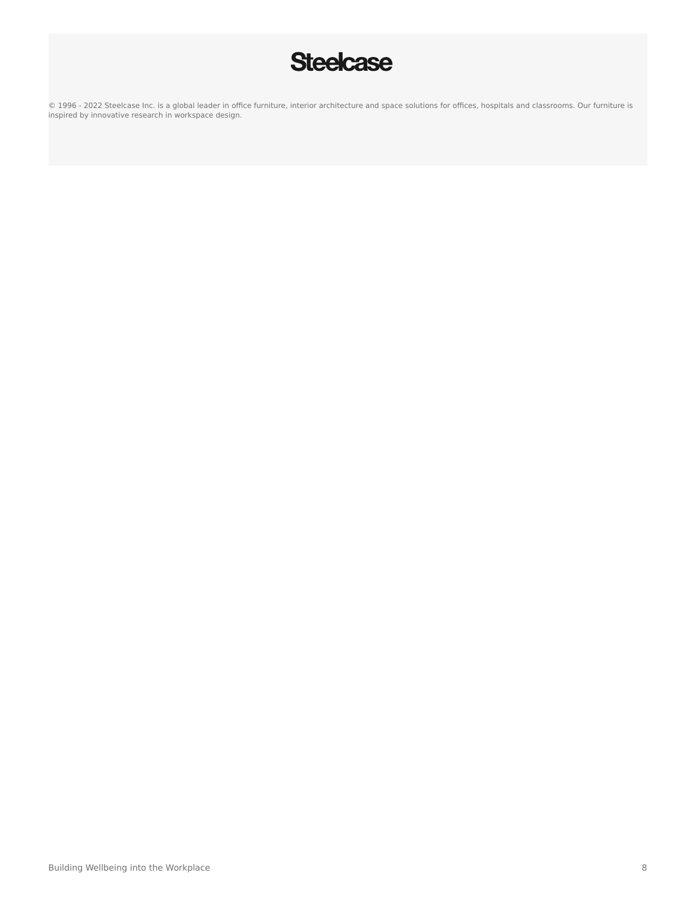# Steelcase

© 1996 - 2022 Steelcase Inc. is a global leader in office furniture, interior architecture and space solutions for offices, hospitals and classrooms. Our furniture is inspired by innovative research in workspace design.